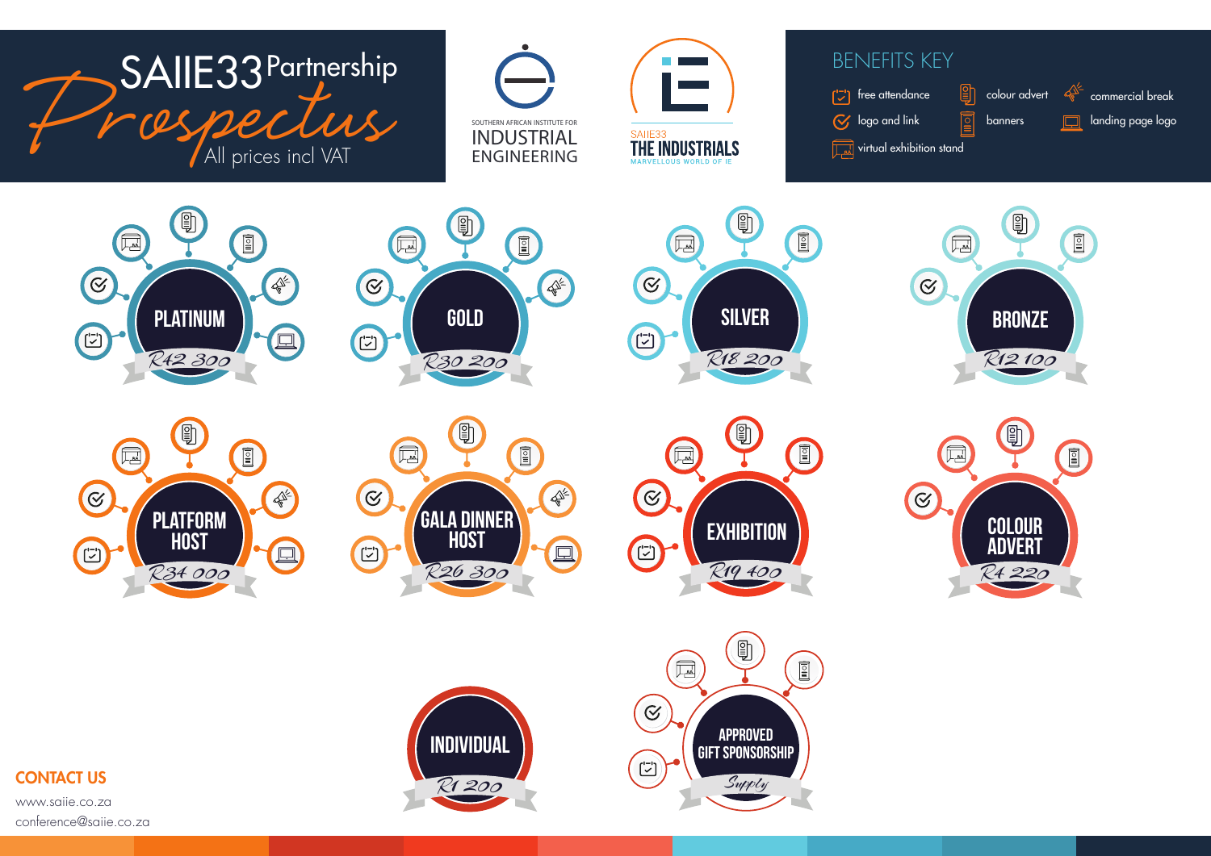# SAIIE33 Partnership Prospectus

All prices incl VAT

SOUTHERN AFRICAN INSTITUTE FOR INDUSTRIAL ENGINEERING

SAIIE33 THE INDUSTRIALS
MARVELLOUS WORLD OF IE

## BENEFITS KEY

- free attendance
- logo and link
- virtual exhibition stand
- colour advert
- banners
- commercial break
- landing page logo

| Package | Price |
|---|---|
| PLATINUM | R42 300 |
| GOLD | R30 200 |
| SILVER | R18 200 |
| BRONZE | R12 100 |
| PLATFORM HOST | R34 000 |
| GALA DINNER HOST | R26 300 |
| EXHIBITION | R19 400 |
| COLOUR ADVERT | R4 220 |
| INDIVIDUAL | R1 200 |
| APPROVED GIFT SPONSORSHIP | Supply |

## CONTACT US

www.saiie.co.za

conference@saiie.co.za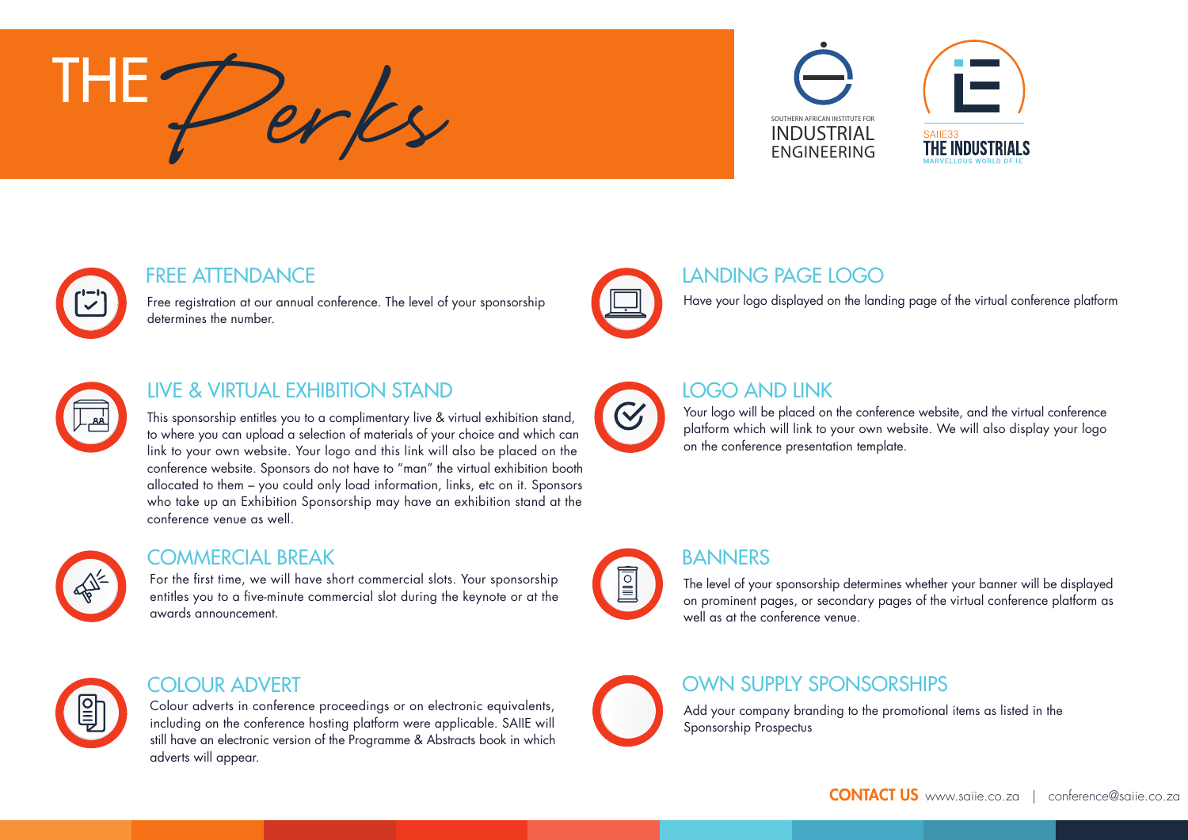# THE Perks

SOUTHERN AFRICAN INSTITUTE FOR INDUSTRIAL ENGINEERING

SAIIE33 THE INDUSTRIALS MARVELLOUS WORLD OF IE

## FREE ATTENDANCE

Free registration at our annual conference. The level of your sponsorship determines the number.

## LIVE & VIRTUAL EXHIBITION STAND

This sponsorship entitles you to a complimentary live & virtual exhibition stand, to where you can upload a selection of materials of your choice and which can link to your own website. Your logo and this link will also be placed on the conference website. Sponsors do not have to "man" the virtual exhibition booth allocated to them – you could only load information, links, etc on it. Sponsors who take up an Exhibition Sponsorship may have an exhibition stand at the conference venue as well.

## COMMERCIAL BREAK

For the first time, we will have short commercial slots. Your sponsorship entitles you to a five-minute commercial slot during the keynote or at the awards announcement.

## COLOUR ADVERT

Colour adverts in conference proceedings or on electronic equivalents, including on the conference hosting platform were applicable. SAIIE will still have an electronic version of the Programme & Abstracts book in which adverts will appear.

## LANDING PAGE LOGO

Have your logo displayed on the landing page of the virtual conference platform

## LOGO AND LINK

Your logo will be placed on the conference website, and the virtual conference platform which will link to your own website. We will also display your logo on the conference presentation template.

## BANNERS

The level of your sponsorship determines whether your banner will be displayed on prominent pages, or secondary pages of the virtual conference platform as well as at the conference venue.

## OWN SUPPLY SPONSORSHIPS

Add your company branding to the promotional items as listed in the Sponsorship Prospectus

**CONTACT US** www.saiie.co.za | conference@saiie.co.za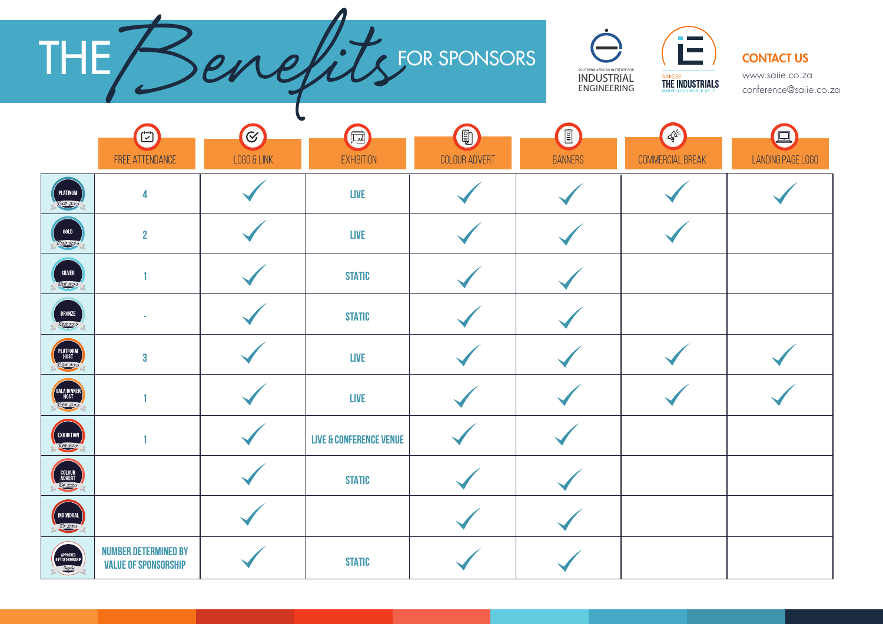# THE Benefits FOR SPONSORS

SOUTHERN AFRICAN INSTITUTE FOR INDUSTRIAL ENGINEERING

SAIIE33 THE INDUSTRIALS MARVELLOUS WORLD OF IE

**CONTACT US**

www.saiie.co.za

conference@saiie.co.za

| | FREE ATTENDANCE | LOGO & LINK | EXHIBITION | COLOUR ADVERT | BANNERS | COMMERCIAL BREAK | LANDING PAGE LOGO |
|---|---|---|---|---|---|---|---|
| PLATINUM R42 300 | 4 | ✓ | LIVE | ✓ | ✓ | ✓ | ✓ |
| GOLD R30 200 | 2 | ✓ | LIVE | ✓ | ✓ | ✓ | |
| SILVER R18 200 | 1 | ✓ | STATIC | ✓ | ✓ | | |
| BRONZE R12 100 | - | ✓ | STATIC | ✓ | ✓ | | |
| PLATFORM HOST R34 200 | 3 | ✓ | LIVE | ✓ | ✓ | ✓ | ✓ |
| GALA DINNER HOST R26 300 | 1 | ✓ | LIVE | ✓ | ✓ | ✓ | ✓ |
| EXHIBITION R19 400 | 1 | ✓ | LIVE & CONFERENCE VENUE | ✓ | ✓ | | |
| COLOUR ADVERT R4 200 | | ✓ | STATIC | ✓ | ✓ | | |
| INDIVIDUAL R4 200 | | ✓ | | ✓ | ✓ | | |
| APPROVED GIFT SPONSORSHIP Supply | NUMBER DETERMINED BY VALUE OF SPONSORSHIP | ✓ | STATIC | ✓ | ✓ | | |